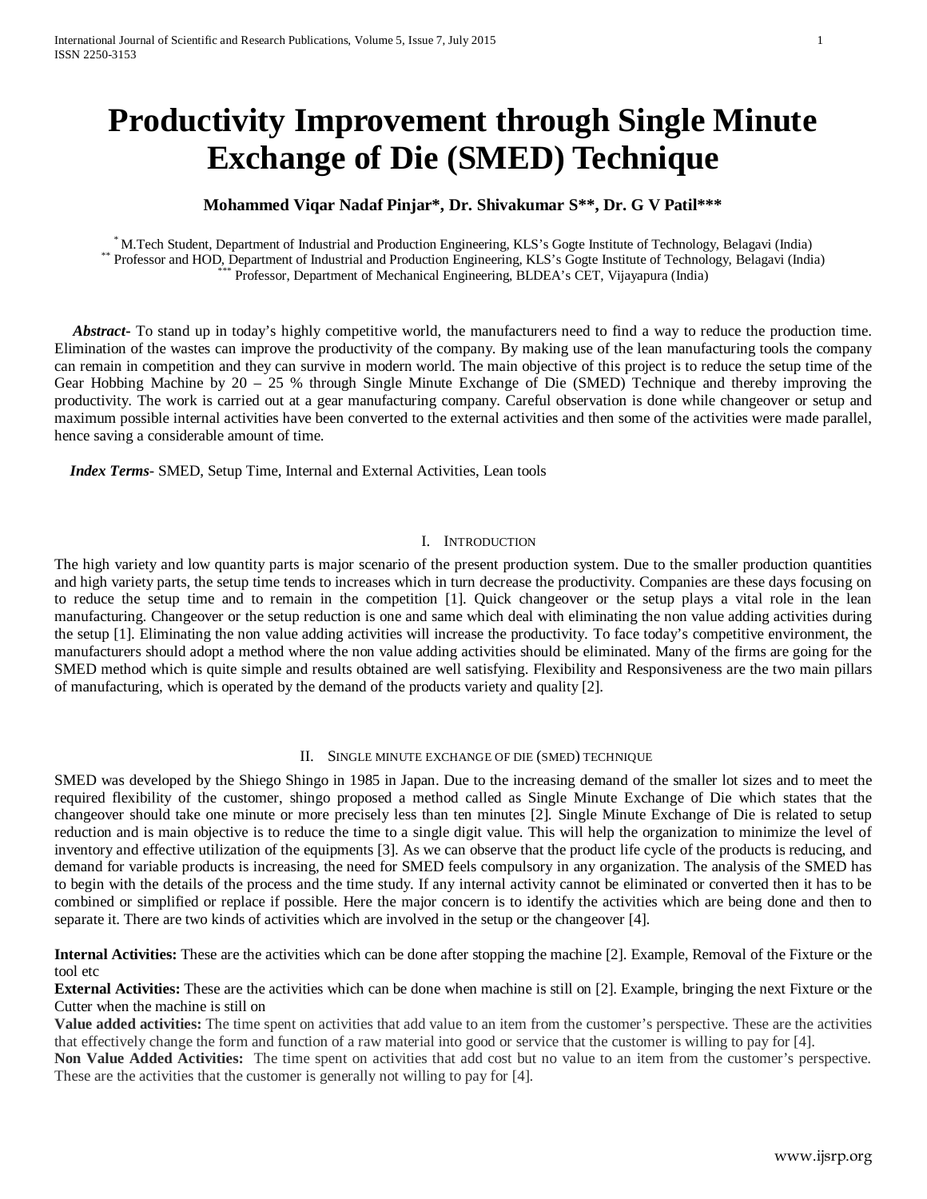# Productivity Improvement through Single Minute Exchange of Die (SMED) Technique

**Mohammed Viqar Nadaf Pinjar*, Dr. Shivakumar S**, Dr. G V Patil*****

[*] M.Tech Student, Department of Industrial and Production Engineering, KLS's Gogte Institute of Technology, Belagavi (India)
[**] Professor and HOD, Department of Industrial and Production Engineering, KLS's Gogte Institute of Technology, Belagavi (India)
[***] Professor, Department of Mechanical Engineering, BLDEA's CET, Vijayapura (India)

***Abstract-*** To stand up in today's highly competitive world, the manufacturers need to find a way to reduce the production time. Elimination of the wastes can improve the productivity of the company. By making use of the lean manufacturing tools the company can remain in competition and they can survive in modern world. The main objective of this project is to reduce the setup time of the Gear Hobbing Machine by 20 – 25 % through Single Minute Exchange of Die (SMED) Technique and thereby improving the productivity. The work is carried out at a gear manufacturing company. Careful observation is done while changeover or setup and maximum possible internal activities have been converted to the external activities and then some of the activities were made parallel, hence saving a considerable amount of time.

***Index Terms*-** SMED, Setup Time, Internal and External Activities, Lean tools

## I. Introduction

The high variety and low quantity parts is major scenario of the present production system. Due to the smaller production quantities and high variety parts, the setup time tends to increases which in turn decrease the productivity. Companies are these days focusing on to reduce the setup time and to remain in the competition [1]. Quick changeover or the setup plays a vital role in the lean manufacturing. Changeover or the setup reduction is one and same which deal with eliminating the non value adding activities during the setup [1]. Eliminating the non value adding activities will increase the productivity. To face today's competitive environment, the manufacturers should adopt a method where the non value adding activities should be eliminated. Many of the firms are going for the SMED method which is quite simple and results obtained are well satisfying. Flexibility and Responsiveness are the two main pillars of manufacturing, which is operated by the demand of the products variety and quality [2].

## II. Single minute exchange of die (smed) technique

SMED was developed by the Shiego Shingo in 1985 in Japan. Due to the increasing demand of the smaller lot sizes and to meet the required flexibility of the customer, shingo proposed a method called as Single Minute Exchange of Die which states that the changeover should take one minute or more precisely less than ten minutes [2]. Single Minute Exchange of Die is related to setup reduction and is main objective is to reduce the time to a single digit value. This will help the organization to minimize the level of inventory and effective utilization of the equipments [3]. As we can observe that the product life cycle of the products is reducing, and demand for variable products is increasing, the need for SMED feels compulsory in any organization. The analysis of the SMED has to begin with the details of the process and the time study. If any internal activity cannot be eliminated or converted then it has to be combined or simplified or replace if possible. Here the major concern is to identify the activities which are being done and then to separate it. There are two kinds of activities which are involved in the setup or the changeover [4].

**Internal Activities:** These are the activities which can be done after stopping the machine [2]. Example, Removal of the Fixture or the tool etc

**External Activities:** These are the activities which can be done when machine is still on [2]. Example, bringing the next Fixture or the Cutter when the machine is still on

**Value added activities:** The time spent on activities that add value to an item from the customer's perspective. These are the activities that effectively change the form and function of a raw material into good or service that the customer is willing to pay for [4].

**Non Value Added Activities:** The time spent on activities that add cost but no value to an item from the customer's perspective. These are the activities that the customer is generally not willing to pay for [4].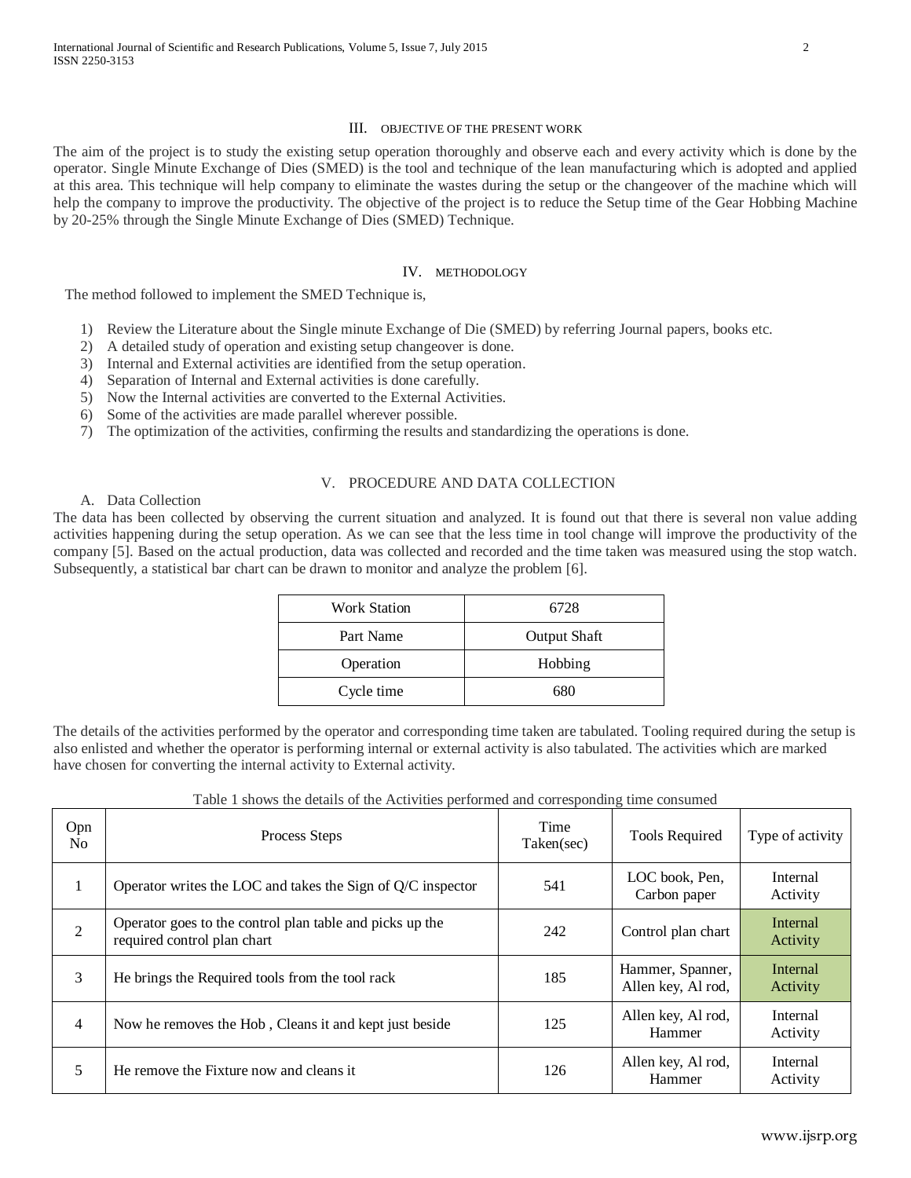## III. OBJECTIVE OF THE PRESENT WORK

The aim of the project is to study the existing setup operation thoroughly and observe each and every activity which is done by the operator. Single Minute Exchange of Dies (SMED) is the tool and technique of the lean manufacturing which is adopted and applied at this area. This technique will help company to eliminate the wastes during the setup or the changeover of the machine which will help the company to improve the productivity. The objective of the project is to reduce the Setup time of the Gear Hobbing Machine by 20-25% through the Single Minute Exchange of Dies (SMED) Technique.

## IV. METHODOLOGY

The method followed to implement the SMED Technique is,

1) Review the Literature about the Single minute Exchange of Die (SMED) by referring Journal papers, books etc.
2) A detailed study of operation and existing setup changeover is done.
3) Internal and External activities are identified from the setup operation.
4) Separation of Internal and External activities is done carefully.
5) Now the Internal activities are converted to the External Activities.
6) Some of the activities are made parallel wherever possible.
7) The optimization of the activities, confirming the results and standardizing the operations is done.

## V. PROCEDURE AND DATA COLLECTION

### A. Data Collection

The data has been collected by observing the current situation and analyzed. It is found out that there is several non value adding activities happening during the setup operation. As we can see that the less time in tool change will improve the productivity of the company [5]. Based on the actual production, data was collected and recorded and the time taken was measured using the stop watch. Subsequently, a statistical bar chart can be drawn to monitor and analyze the problem [6].

| Work Station | 6728 |
|---|---|
| Part Name | Output Shaft |
| Operation | Hobbing |
| Cycle time | 680 |

The details of the activities performed by the operator and corresponding time taken are tabulated. Tooling required during the setup is also enlisted and whether the operator is performing internal or external activity is also tabulated. The activities which are marked have chosen for converting the internal activity to External activity.

Table 1 shows the details of the Activities performed and corresponding time consumed

| Opn No | Process Steps | Time Taken(sec) | Tools Required | Type of activity |
|---|---|---|---|---|
| 1 | Operator writes the LOC and takes the Sign of Q/C inspector | 541 | LOC book, Pen, Carbon paper | Internal Activity |
| 2 | Operator goes to the control plan table and picks up the required control plan chart | 242 | Control plan chart | Internal Activity |
| 3 | He brings the Required tools from the tool rack | 185 | Hammer, Spanner, Allen key, Al rod, | Internal Activity |
| 4 | Now he removes the Hob , Cleans it and kept just beside | 125 | Allen key, Al rod, Hammer | Internal Activity |
| 5 | He remove the Fixture now and cleans it | 126 | Allen key, Al rod, Hammer | Internal Activity |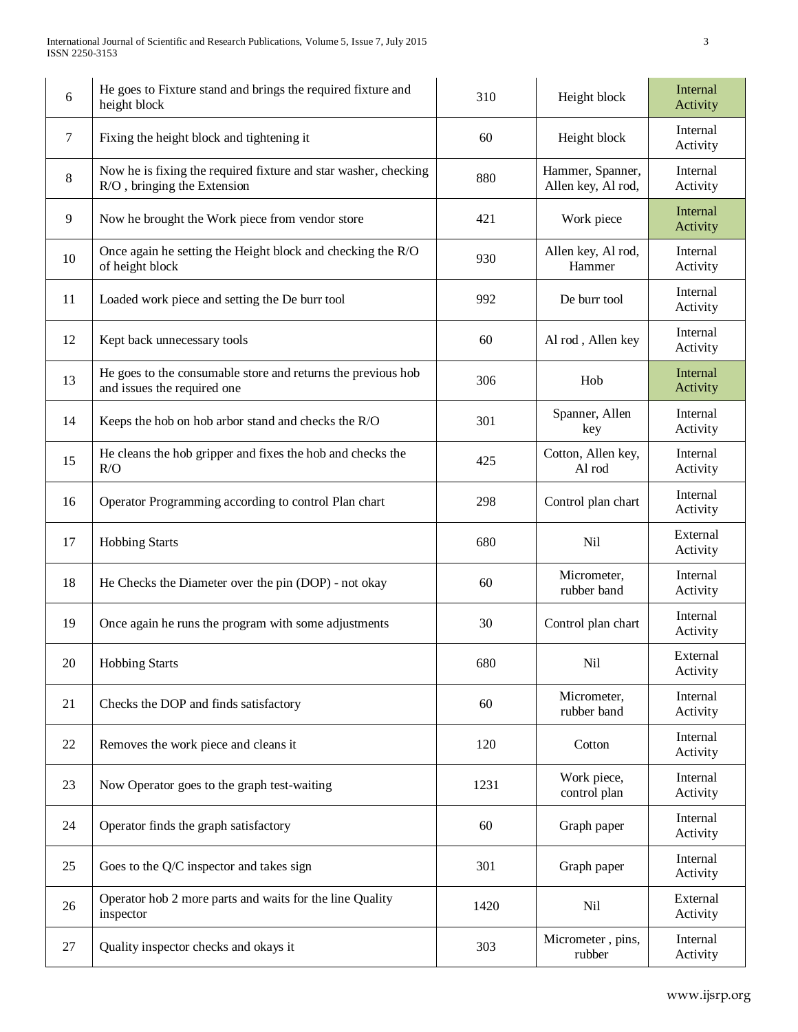| | | | | |
|---|---|---|---|---|
| 6 | He goes to Fixture stand and brings the required fixture and height block | 310 | Height block | Internal Activity |
| 7 | Fixing the height block and tightening it | 60 | Height block | Internal Activity |
| 8 | Now he is fixing the required fixture and star washer, checking R/O , bringing the Extension | 880 | Hammer, Spanner, Allen key, Al rod, | Internal Activity |
| 9 | Now he brought the Work piece from vendor store | 421 | Work piece | Internal Activity |
| 10 | Once again he setting the Height block and checking the R/O of height block | 930 | Allen key, Al rod, Hammer | Internal Activity |
| 11 | Loaded work piece and setting the De burr tool | 992 | De burr tool | Internal Activity |
| 12 | Kept back unnecessary tools | 60 | Al rod , Allen key | Internal Activity |
| 13 | He goes to the consumable store and returns the previous hob and issues the required one | 306 | Hob | Internal Activity |
| 14 | Keeps the hob on hob arbor stand and checks the R/O | 301 | Spanner, Allen key | Internal Activity |
| 15 | He cleans the hob gripper and fixes the hob and checks the R/O | 425 | Cotton, Allen key, Al rod | Internal Activity |
| 16 | Operator Programming according to control Plan chart | 298 | Control plan chart | Internal Activity |
| 17 | Hobbing Starts | 680 | Nil | External Activity |
| 18 | He Checks the Diameter over the pin (DOP) - not okay | 60 | Micrometer, rubber band | Internal Activity |
| 19 | Once again he runs the program with some adjustments | 30 | Control plan chart | Internal Activity |
| 20 | Hobbing Starts | 680 | Nil | External Activity |
| 21 | Checks the DOP and finds satisfactory | 60 | Micrometer, rubber band | Internal Activity |
| 22 | Removes the work piece and cleans it | 120 | Cotton | Internal Activity |
| 23 | Now Operator goes to the graph test-waiting | 1231 | Work piece, control plan | Internal Activity |
| 24 | Operator finds the graph satisfactory | 60 | Graph paper | Internal Activity |
| 25 | Goes to the Q/C inspector and takes sign | 301 | Graph paper | Internal Activity |
| 26 | Operator hob 2 more parts and waits for the line Quality inspector | 1420 | Nil | External Activity |
| 27 | Quality inspector checks and okays it | 303 | Micrometer , pins, rubber | Internal Activity |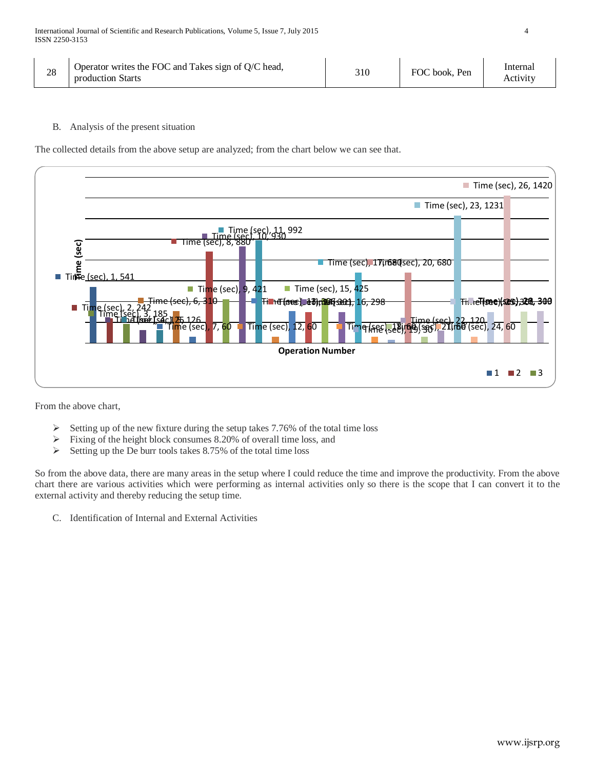| 28 | Operator writes the FOC and Takes sign of Q/C head, production Starts | 310 | FOC book, Pen | Internal Activity |
|---|---|---|---|---|

B. Analysis of the present situation

The collected details from the above setup are analyzed; from the chart below we can see that.

From the above chart,

- Setting up of the new fixture during the setup takes 7.76% of the total time loss
- Fixing of the height block consumes 8.20% of overall time loss, and
- Setting up the De burr tools takes 8.75% of the total time loss

So from the above data, there are many areas in the setup where I could reduce the time and improve the productivity. From the above chart there are various activities which were performing as internal activities only so there is the scope that I can convert it to the external activity and thereby reducing the setup time.

C. Identification of Internal and External Activities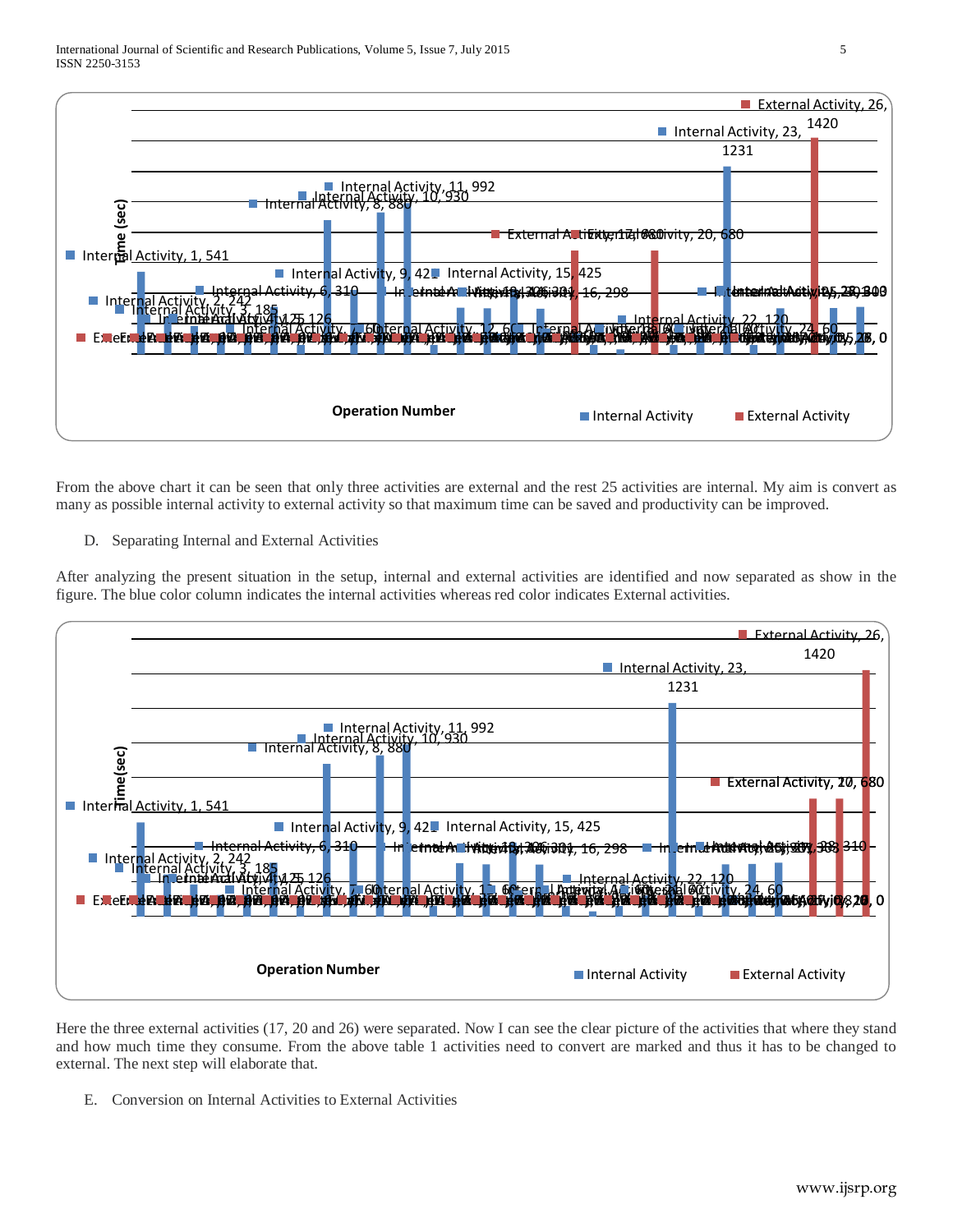From the above chart it can be seen that only three activities are external and the rest 25 activities are internal. My aim is convert as many as possible internal activity to external activity so that maximum time can be saved and productivity can be improved.

D. Separating Internal and External Activities

After analyzing the present situation in the setup, internal and external activities are identified and now separated as show in the figure. The blue color column indicates the internal activities whereas red color indicates External activities.

Here the three external activities (17, 20 and 26) were separated. Now I can see the clear picture of the activities that where they stand and how much time they consume. From the above table 1 activities need to convert are marked and thus it has to be changed to external. The next step will elaborate that.

E. Conversion on Internal Activities to External Activities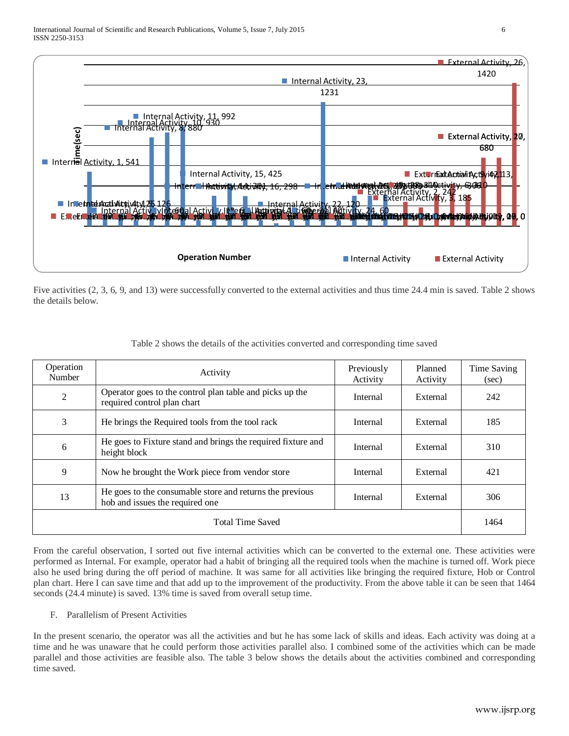Five activities (2, 3, 6, 9, and 13) were successfully converted to the external activities and thus time 24.4 min is saved. Table 2 shows the details below.

Table 2 shows the details of the activities converted and corresponding time saved

| Operation Number | Activity | Previously Activity | Planned Activity | Time Saving (sec) |
|---|---|---|---|---|
| 2 | Operator goes to the control plan table and picks up the required control plan chart | Internal | External | 242 |
| 3 | He brings the Required tools from the tool rack | Internal | External | 185 |
| 6 | He goes to Fixture stand and brings the required fixture and height block | Internal | External | 310 |
| 9 | Now he brought the Work piece from vendor store | Internal | External | 421 |
| 13 | He goes to the consumable store and returns the previous hob and issues the required one | Internal | External | 306 |
| Total Time Saved | | | | 1464 |

From the careful observation, I sorted out five internal activities which can be converted to the external one. These activities were performed as Internal. For example, operator had a habit of bringing all the required tools when the machine is turned off. Work piece also he used bring during the off period of machine. It was same for all activities like bringing the required fixture, Hob or Control plan chart. Here I can save time and that add up to the improvement of the productivity. From the above table it can be seen that 1464 seconds (24.4 minute) is saved. 13% time is saved from overall setup time.

### F. Parallelism of Present Activities

In the present scenario, the operator was all the activities and but he has some lack of skills and ideas. Each activity was doing at a time and he was unaware that he could perform those activities parallel also. I combined some of the activities which can be made parallel and those activities are feasible also. The table 3 below shows the details about the activities combined and corresponding time saved.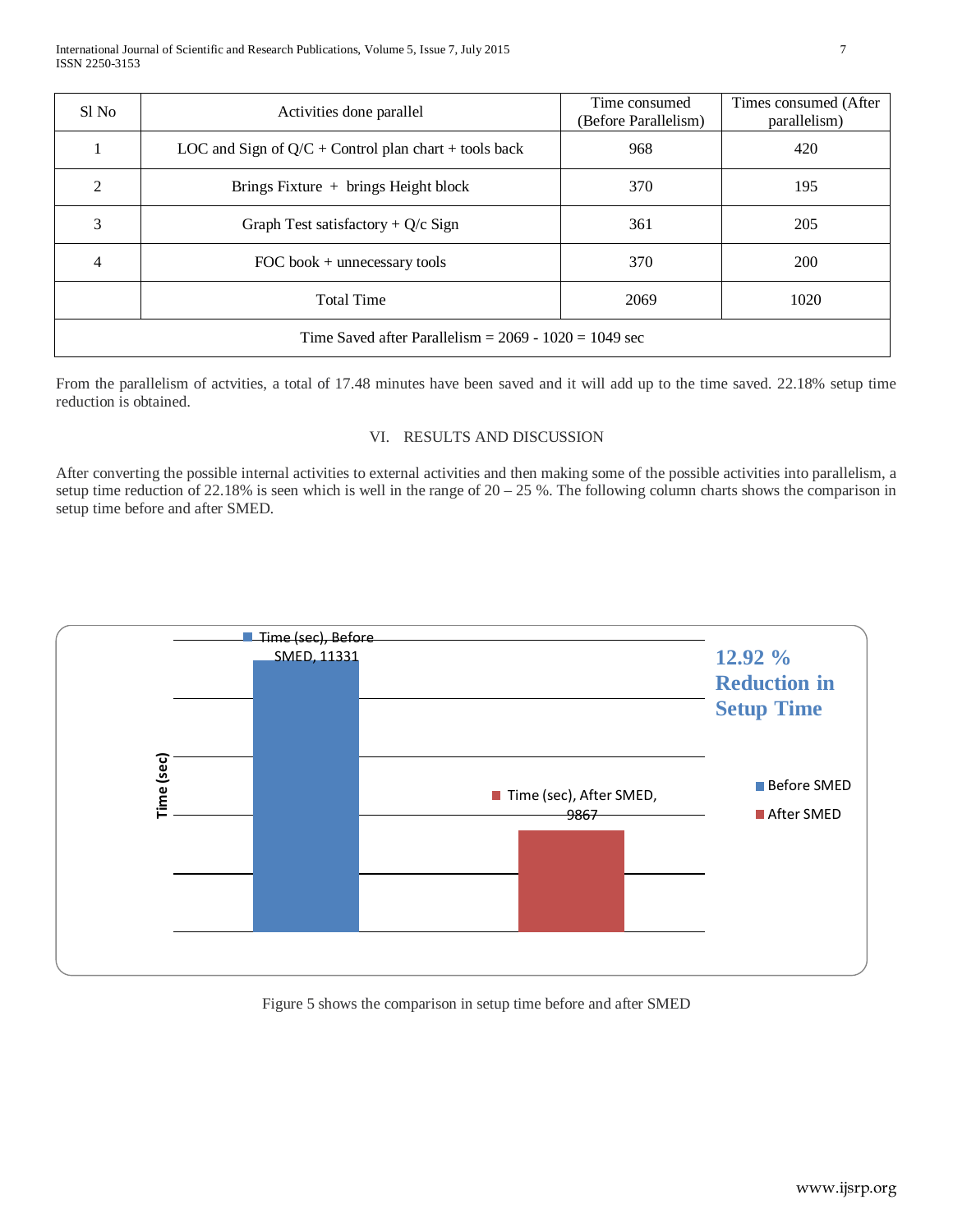| Sl No | Activities done parallel | Time consumed (Before Parallelism) | Times consumed (After parallelism) |
|---|---|---|---|
| 1 | LOC and Sign of Q/C + Control plan chart + tools back | 968 | 420 |
| 2 | Brings Fixture + brings Height block | 370 | 195 |
| 3 | Graph Test satisfactory + Q/c Sign | 361 | 205 |
| 4 | FOC book + unnecessary tools | 370 | 200 |
| | Total Time | 2069 | 1020 |
| Time Saved after Parallelism = 2069 - 1020 = 1049 sec | | | |

From the parallelism of actvities, a total of 17.48 minutes have been saved and it will add up to the time saved. 22.18% setup time reduction is obtained.

## VI. RESULTS AND DISCUSSION

After converting the possible internal activities to external activities and then making some of the possible activities into parallelism, a setup time reduction of 22.18% is seen which is well in the range of 20 – 25 %. The following column charts shows the comparison in setup time before and after SMED.

Time (sec), Before SMED, 11331

Time (sec), After SMED, 9867

**12.92 % Reduction in Setup Time**

Figure 5 shows the comparison in setup time before and after SMED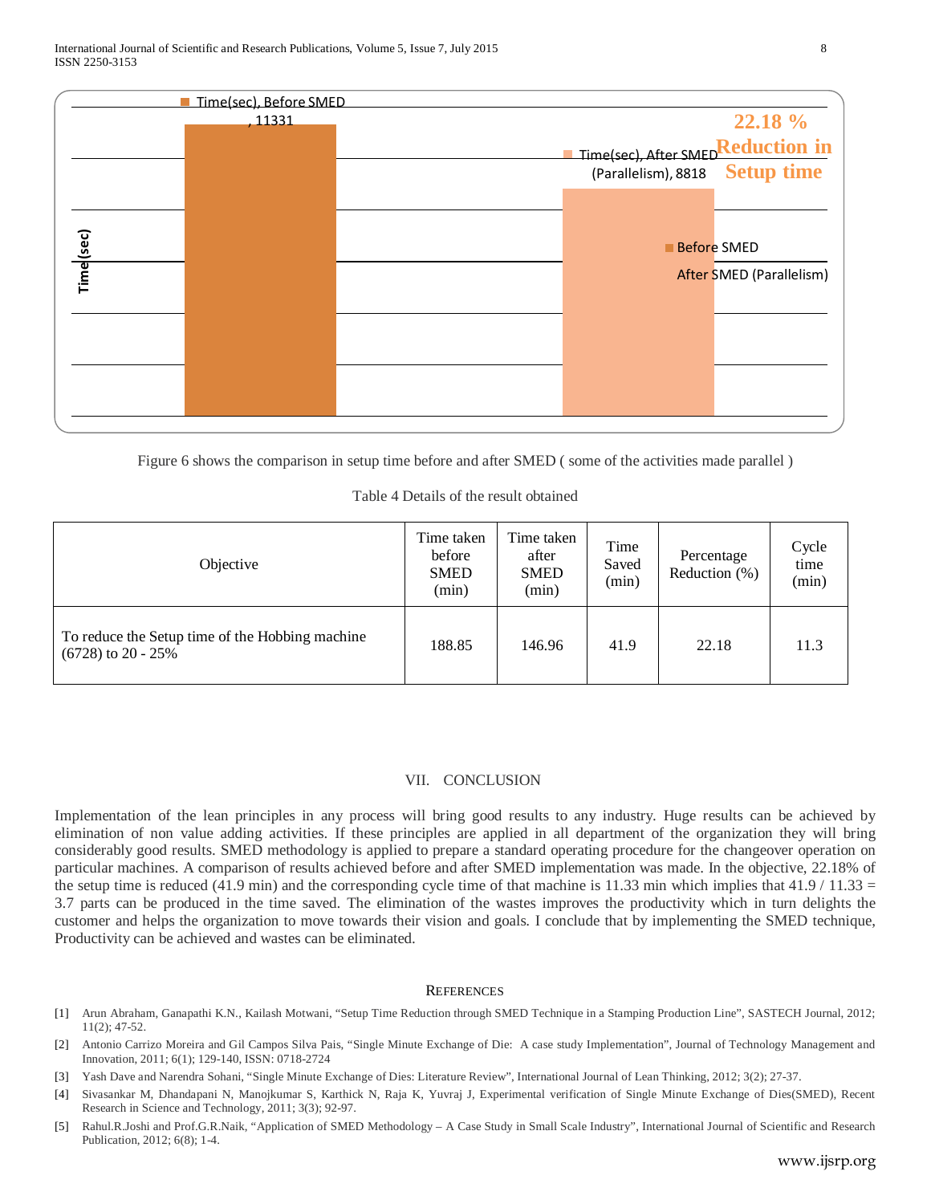Time(sec), Before SMED, 11331

Time(sec), After SMED (Parallelism), 8818

**22.18 % Reduction in Setup time**

Time(sec)

Before SMED

After SMED (Parallelism)

Figure 6 shows the comparison in setup time before and after SMED ( some of the activities made parallel )

Table 4 Details of the result obtained

| Objective | Time taken before SMED (min) | Time taken after SMED (min) | Time Saved (min) | Percentage Reduction (%) | Cycle time (min) |
|---|---|---|---|---|---|
| To reduce the Setup time of the Hobbing machine (6728) to 20 - 25% | 188.85 | 146.96 | 41.9 | 22.18 | 11.3 |

## VII. CONCLUSION

Implementation of the lean principles in any process will bring good results to any industry. Huge results can be achieved by elimination of non value adding activities. If these principles are applied in all department of the organization they will bring considerably good results. SMED methodology is applied to prepare a standard operating procedure for the changeover operation on particular machines. A comparison of results achieved before and after SMED implementation was made. In the objective, 22.18% of the setup time is reduced (41.9 min) and the corresponding cycle time of that machine is 11.33 min which implies that 41.9 / 11.33 = 3.7 parts can be produced in the time saved. The elimination of the wastes improves the productivity which in turn delights the customer and helps the organization to move towards their vision and goals. I conclude that by implementing the SMED technique, Productivity can be achieved and wastes can be eliminated.

## REFERENCES

[1] Arun Abraham, Ganapathi K.N., Kailash Motwani, "Setup Time Reduction through SMED Technique in a Stamping Production Line", SASTECH Journal, 2012; 11(2); 47-52.

[2] Antonio Carrizo Moreira and Gil Campos Silva Pais, "Single Minute Exchange of Die: A case study Implementation", Journal of Technology Management and Innovation, 2011; 6(1); 129-140, ISSN: 0718-2724

[3] Yash Dave and Narendra Sohani, "Single Minute Exchange of Dies: Literature Review", International Journal of Lean Thinking, 2012; 3(2); 27-37.

[4] Sivasankar M, Dhandapani N, Manojkumar S, Karthick N, Raja K, Yuvraj J, Experimental verification of Single Minute Exchange of Dies(SMED), Recent Research in Science and Technology, 2011; 3(3); 92-97.

[5] Rahul.R.Joshi and Prof.G.R.Naik, "Application of SMED Methodology – A Case Study in Small Scale Industry", International Journal of Scientific and Research Publication, 2012; 6(8); 1-4.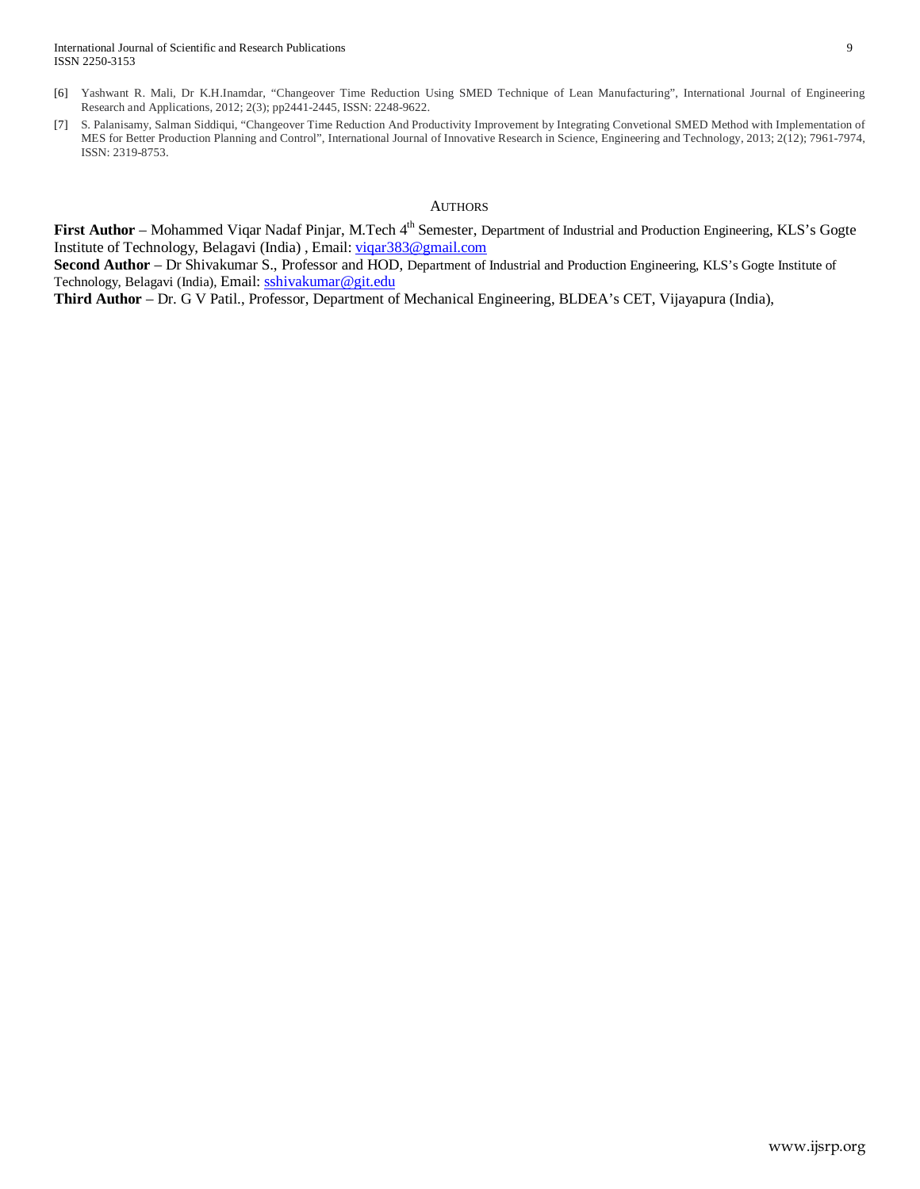[6] Yashwant R. Mali, Dr K.H.Inamdar, "Changeover Time Reduction Using SMED Technique of Lean Manufacturing", International Journal of Engineering Research and Applications, 2012; 2(3); pp2441-2445, ISSN: 2248-9622.

[7] S. Palanisamy, Salman Siddiqui, "Changeover Time Reduction And Productivity Improvement by Integrating Convetional SMED Method with Implementation of MES for Better Production Planning and Control", International Journal of Innovative Research in Science, Engineering and Technology, 2013; 2(12); 7961-7974, ISSN: 2319-8753.

## Authors

**First Author** – Mohammed Viqar Nadaf Pinjar, M.Tech 4th Semester, Department of Industrial and Production Engineering, KLS's Gogte Institute of Technology, Belagavi (India) , Email: viqar383@gmail.com

**Second Author** – Dr Shivakumar S., Professor and HOD, Department of Industrial and Production Engineering, KLS's Gogte Institute of Technology, Belagavi (India), Email: sshivakumar@git.edu

**Third Author** – Dr. G V Patil., Professor, Department of Mechanical Engineering, BLDEA's CET, Vijayapura (India),